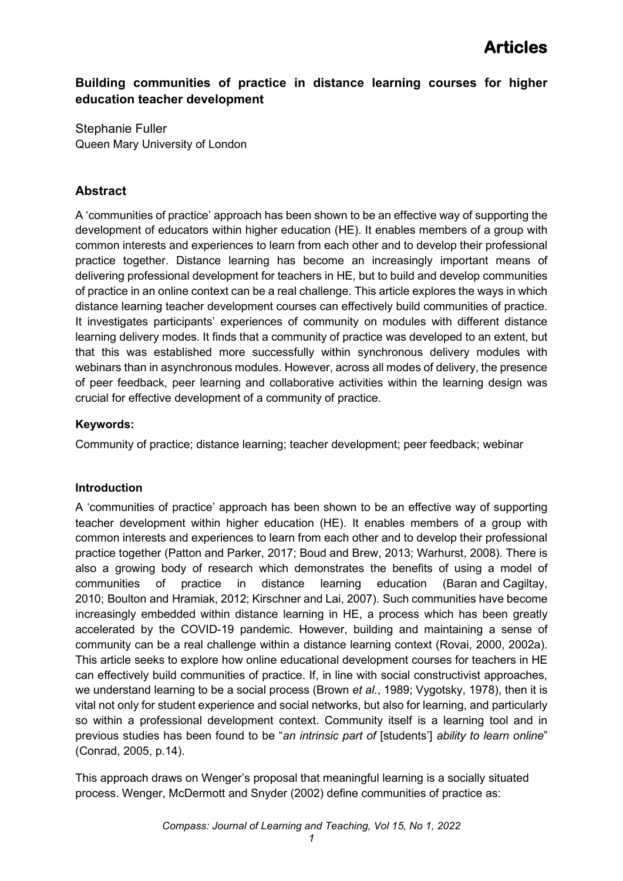# Articles

## Building communities of practice in distance learning courses for higher education teacher development

Stephanie Fuller
Queen Mary University of London

### Abstract

A 'communities of practice' approach has been shown to be an effective way of supporting the development of educators within higher education (HE). It enables members of a group with common interests and experiences to learn from each other and to develop their professional practice together. Distance learning has become an increasingly important means of delivering professional development for teachers in HE, but to build and develop communities of practice in an online context can be a real challenge. This article explores the ways in which distance learning teacher development courses can effectively build communities of practice. It investigates participants' experiences of community on modules with different distance learning delivery modes. It finds that a community of practice was developed to an extent, but that this was established more successfully within synchronous delivery modules with webinars than in asynchronous modules. However, across all modes of delivery, the presence of peer feedback, peer learning and collaborative activities within the learning design was crucial for effective development of a community of practice.

**Keywords:**

Community of practice; distance learning; teacher development; peer feedback; webinar

#### Introduction

A 'communities of practice' approach has been shown to be an effective way of supporting teacher development within higher education (HE). It enables members of a group with common interests and experiences to learn from each other and to develop their professional practice together (Patton and Parker, 2017; Boud and Brew, 2013; Warhurst, 2008). There is also a growing body of research which demonstrates the benefits of using a model of communities of practice in distance learning education (Baran and Cagiltay, 2010; Boulton and Hramiak, 2012; Kirschner and Lai, 2007). Such communities have become increasingly embedded within distance learning in HE, a process which has been greatly accelerated by the COVID-19 pandemic. However, building and maintaining a sense of community can be a real challenge within a distance learning context (Rovai, 2000, 2002a). This article seeks to explore how online educational development courses for teachers in HE can effectively build communities of practice. If, in line with social constructivist approaches, we understand learning to be a social process (Brown *et al*., 1989; Vygotsky, 1978), then it is vital not only for student experience and social networks, but also for learning, and particularly so within a professional development context. Community itself is a learning tool and in previous studies has been found to be "*an intrinsic part of* [students'] *ability to learn online*" (Conrad, 2005, p.14).

This approach draws on Wenger's proposal that meaningful learning is a socially situated process. Wenger, McDermott and Snyder (2002) define communities of practice as: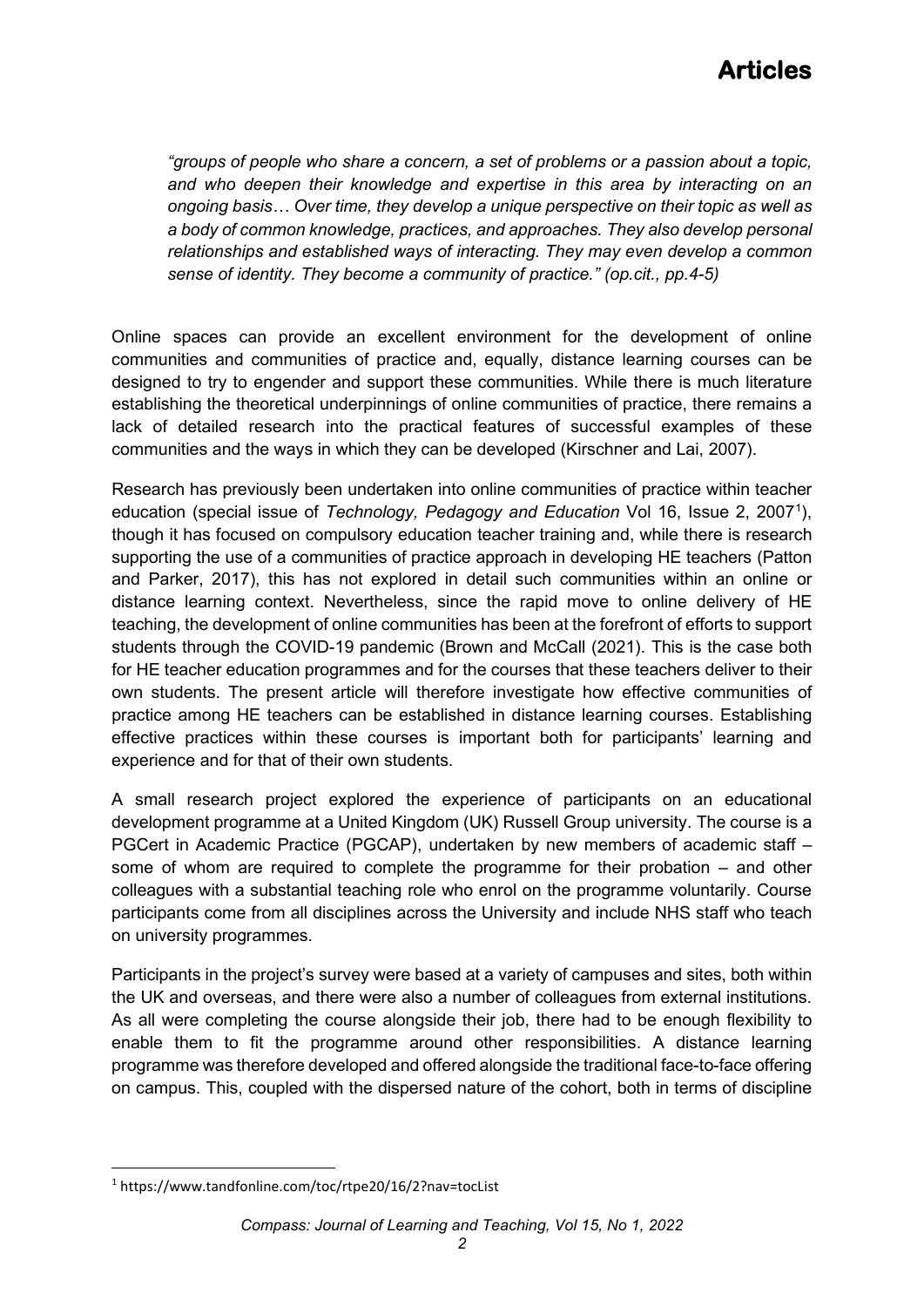*"groups of people who share a concern, a set of problems or a passion about a topic, and who deepen their knowledge and expertise in this area by interacting on an ongoing basis… Over time, they develop a unique perspective on their topic as well as a body of common knowledge, practices, and approaches. They also develop personal relationships and established ways of interacting. They may even develop a common sense of identity. They become a community of practice." (op.cit., pp.4-5)*

Online spaces can provide an excellent environment for the development of online communities and communities of practice and, equally, distance learning courses can be designed to try to engender and support these communities. While there is much literature establishing the theoretical underpinnings of online communities of practice, there remains a lack of detailed research into the practical features of successful examples of these communities and the ways in which they can be developed (Kirschner and Lai, 2007).

Research has previously been undertaken into online communities of practice within teacher education (special issue of *Technology, Pedagogy and Education* Vol 16, Issue 2, 2007[1]), though it has focused on compulsory education teacher training and, while there is research supporting the use of a communities of practice approach in developing HE teachers (Patton and Parker, 2017), this has not explored in detail such communities within an online or distance learning context. Nevertheless, since the rapid move to online delivery of HE teaching, the development of online communities has been at the forefront of efforts to support students through the COVID-19 pandemic (Brown and McCall (2021). This is the case both for HE teacher education programmes and for the courses that these teachers deliver to their own students. The present article will therefore investigate how effective communities of practice among HE teachers can be established in distance learning courses. Establishing effective practices within these courses is important both for participants' learning and experience and for that of their own students.

A small research project explored the experience of participants on an educational development programme at a United Kingdom (UK) Russell Group university. The course is a PGCert in Academic Practice (PGCAP), undertaken by new members of academic staff – some of whom are required to complete the programme for their probation – and other colleagues with a substantial teaching role who enrol on the programme voluntarily. Course participants come from all disciplines across the University and include NHS staff who teach on university programmes.

Participants in the project's survey were based at a variety of campuses and sites, both within the UK and overseas, and there were also a number of colleagues from external institutions. As all were completing the course alongside their job, there had to be enough flexibility to enable them to fit the programme around other responsibilities. A distance learning programme was therefore developed and offered alongside the traditional face-to-face offering on campus. This, coupled with the dispersed nature of the cohort, both in terms of discipline

[1] https://www.tandfonline.com/toc/rtpe20/16/2?nav=tocList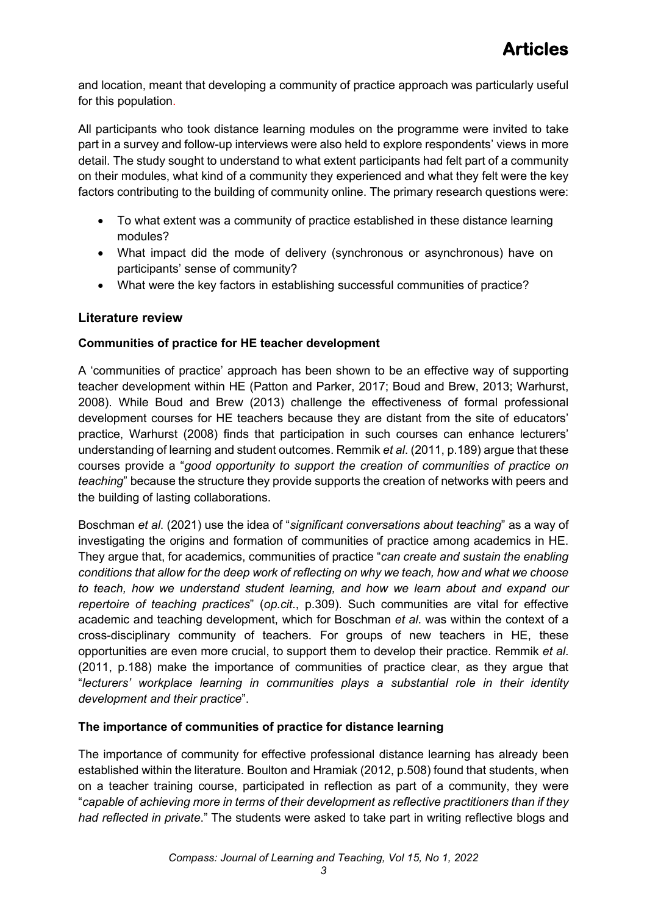and location, meant that developing a community of practice approach was particularly useful for this population.

All participants who took distance learning modules on the programme were invited to take part in a survey and follow-up interviews were also held to explore respondents' views in more detail. The study sought to understand to what extent participants had felt part of a community on their modules, what kind of a community they experienced and what they felt were the key factors contributing to the building of community online. The primary research questions were:

- To what extent was a community of practice established in these distance learning modules?
- What impact did the mode of delivery (synchronous or asynchronous) have on participants' sense of community?
- What were the key factors in establishing successful communities of practice?

## Literature review

### Communities of practice for HE teacher development

A 'communities of practice' approach has been shown to be an effective way of supporting teacher development within HE (Patton and Parker, 2017; Boud and Brew, 2013; Warhurst, 2008). While Boud and Brew (2013) challenge the effectiveness of formal professional development courses for HE teachers because they are distant from the site of educators' practice, Warhurst (2008) finds that participation in such courses can enhance lecturers' understanding of learning and student outcomes. Remmik *et al*. (2011, p.189) argue that these courses provide a "*good opportunity to support the creation of communities of practice on teaching*" because the structure they provide supports the creation of networks with peers and the building of lasting collaborations.

Boschman *et al*. (2021) use the idea of "*significant conversations about teaching*" as a way of investigating the origins and formation of communities of practice among academics in HE. They argue that, for academics, communities of practice "*can create and sustain the enabling conditions that allow for the deep work of reflecting on why we teach, how and what we choose to teach, how we understand student learning, and how we learn about and expand our repertoire of teaching practices*" (*op.cit*., p.309). Such communities are vital for effective academic and teaching development, which for Boschman *et al*. was within the context of a cross-disciplinary community of teachers. For groups of new teachers in HE, these opportunities are even more crucial, to support them to develop their practice. Remmik *et al*. (2011, p.188) make the importance of communities of practice clear, as they argue that "*lecturers' workplace learning in communities plays a substantial role in their identity development and their practice*".

### The importance of communities of practice for distance learning

The importance of community for effective professional distance learning has already been established within the literature. Boulton and Hramiak (2012, p.508) found that students, when on a teacher training course, participated in reflection as part of a community, they were "*capable of achieving more in terms of their development as reflective practitioners than if they had reflected in private*." The students were asked to take part in writing reflective blogs and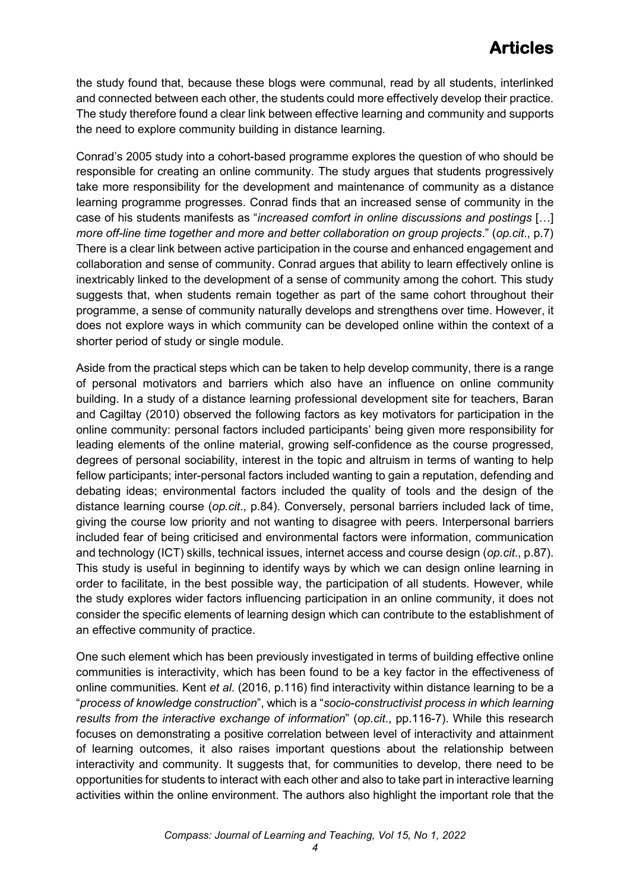the study found that, because these blogs were communal, read by all students, interlinked and connected between each other, the students could more effectively develop their practice. The study therefore found a clear link between effective learning and community and supports the need to explore community building in distance learning.

Conrad's 2005 study into a cohort-based programme explores the question of who should be responsible for creating an online community. The study argues that students progressively take more responsibility for the development and maintenance of community as a distance learning programme progresses. Conrad finds that an increased sense of community in the case of his students manifests as "*increased comfort in online discussions and postings* […] *more off-line time together and more and better collaboration on group projects*." (*op.cit*., p.7) There is a clear link between active participation in the course and enhanced engagement and collaboration and sense of community. Conrad argues that ability to learn effectively online is inextricably linked to the development of a sense of community among the cohort. This study suggests that, when students remain together as part of the same cohort throughout their programme, a sense of community naturally develops and strengthens over time. However, it does not explore ways in which community can be developed online within the context of a shorter period of study or single module.

Aside from the practical steps which can be taken to help develop community, there is a range of personal motivators and barriers which also have an influence on online community building. In a study of a distance learning professional development site for teachers, Baran and Cagiltay (2010) observed the following factors as key motivators for participation in the online community: personal factors included participants' being given more responsibility for leading elements of the online material, growing self-confidence as the course progressed, degrees of personal sociability, interest in the topic and altruism in terms of wanting to help fellow participants; inter-personal factors included wanting to gain a reputation, defending and debating ideas; environmental factors included the quality of tools and the design of the distance learning course (*op.cit*., p.84). Conversely, personal barriers included lack of time, giving the course low priority and not wanting to disagree with peers. Interpersonal barriers included fear of being criticised and environmental factors were information, communication and technology (ICT) skills, technical issues, internet access and course design (*op.cit*., p.87). This study is useful in beginning to identify ways by which we can design online learning in order to facilitate, in the best possible way, the participation of all students. However, while the study explores wider factors influencing participation in an online community, it does not consider the specific elements of learning design which can contribute to the establishment of an effective community of practice.

One such element which has been previously investigated in terms of building effective online communities is interactivity, which has been found to be a key factor in the effectiveness of online communities. Kent *et al*. (2016, p.116) find interactivity within distance learning to be a "*process of knowledge construction*", which is a "*socio-constructivist process in which learning results from the interactive exchange of information*" (*op.cit*., pp.116-7). While this research focuses on demonstrating a positive correlation between level of interactivity and attainment of learning outcomes, it also raises important questions about the relationship between interactivity and community. It suggests that, for communities to develop, there need to be opportunities for students to interact with each other and also to take part in interactive learning activities within the online environment. The authors also highlight the important role that the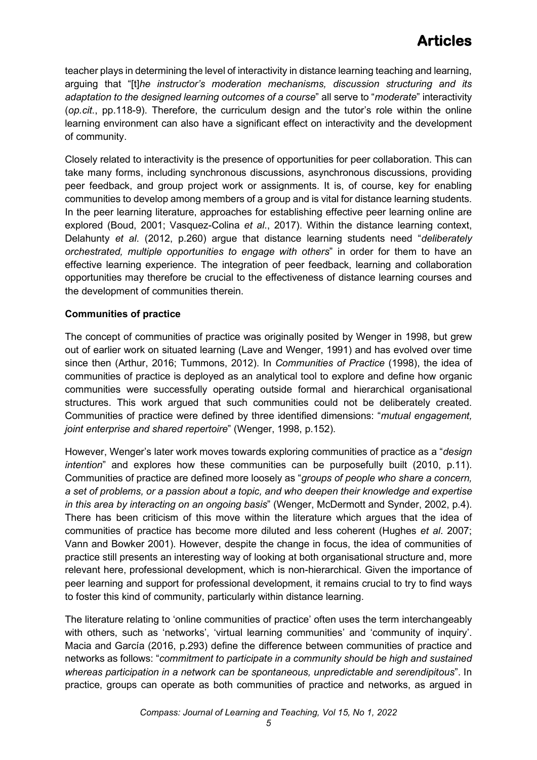teacher plays in determining the level of interactivity in distance learning teaching and learning, arguing that "[t]*he instructor's moderation mechanisms, discussion structuring and its adaptation to the designed learning outcomes of a course*" all serve to "*moderate*" interactivity (*op.cit*., pp.118-9). Therefore, the curriculum design and the tutor's role within the online learning environment can also have a significant effect on interactivity and the development of community.

Closely related to interactivity is the presence of opportunities for peer collaboration. This can take many forms, including synchronous discussions, asynchronous discussions, providing peer feedback, and group project work or assignments. It is, of course, key for enabling communities to develop among members of a group and is vital for distance learning students. In the peer learning literature, approaches for establishing effective peer learning online are explored (Boud, 2001; Vasquez-Colina *et al*., 2017). Within the distance learning context, Delahunty *et al*. (2012, p.260) argue that distance learning students need "*deliberately orchestrated, multiple opportunities to engage with others*" in order for them to have an effective learning experience. The integration of peer feedback, learning and collaboration opportunities may therefore be crucial to the effectiveness of distance learning courses and the development of communities therein.

**Communities of practice**

The concept of communities of practice was originally posited by Wenger in 1998, but grew out of earlier work on situated learning (Lave and Wenger, 1991) and has evolved over time since then (Arthur, 2016; Tummons, 2012). In *Communities of Practice* (1998), the idea of communities of practice is deployed as an analytical tool to explore and define how organic communities were successfully operating outside formal and hierarchical organisational structures. This work argued that such communities could not be deliberately created. Communities of practice were defined by three identified dimensions: "*mutual engagement, joint enterprise and shared repertoire*" (Wenger, 1998, p.152).

However, Wenger's later work moves towards exploring communities of practice as a "*design intention*" and explores how these communities can be purposefully built (2010, p.11). Communities of practice are defined more loosely as "*groups of people who share a concern, a set of problems, or a passion about a topic, and who deepen their knowledge and expertise in this area by interacting on an ongoing basis*" (Wenger, McDermott and Synder, 2002, p.4). There has been criticism of this move within the literature which argues that the idea of communities of practice has become more diluted and less coherent (Hughes *et al*. 2007; Vann and Bowker 2001). However, despite the change in focus, the idea of communities of practice still presents an interesting way of looking at both organisational structure and, more relevant here, professional development, which is non-hierarchical. Given the importance of peer learning and support for professional development, it remains crucial to try to find ways to foster this kind of community, particularly within distance learning.

The literature relating to 'online communities of practice' often uses the term interchangeably with others, such as 'networks', 'virtual learning communities' and 'community of inquiry'. Macia and García (2016, p.293) define the difference between communities of practice and networks as follows: "*commitment to participate in a community should be high and sustained whereas participation in a network can be spontaneous, unpredictable and serendipitous*". In practice, groups can operate as both communities of practice and networks, as argued in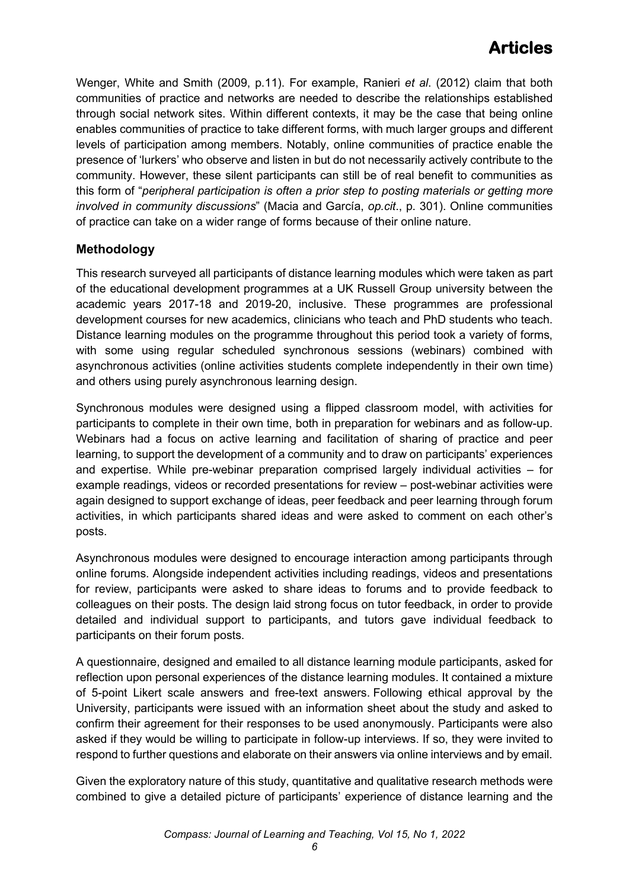Wenger, White and Smith (2009, p.11). For example, Ranieri *et al*. (2012) claim that both communities of practice and networks are needed to describe the relationships established through social network sites. Within different contexts, it may be the case that being online enables communities of practice to take different forms, with much larger groups and different levels of participation among members. Notably, online communities of practice enable the presence of 'lurkers' who observe and listen in but do not necessarily actively contribute to the community. However, these silent participants can still be of real benefit to communities as this form of "*peripheral participation is often a prior step to posting materials or getting more involved in community discussions*" (Macia and García, *op.cit*., p. 301). Online communities of practice can take on a wider range of forms because of their online nature.

## Methodology

This research surveyed all participants of distance learning modules which were taken as part of the educational development programmes at a UK Russell Group university between the academic years 2017-18 and 2019-20, inclusive. These programmes are professional development courses for new academics, clinicians who teach and PhD students who teach. Distance learning modules on the programme throughout this period took a variety of forms, with some using regular scheduled synchronous sessions (webinars) combined with asynchronous activities (online activities students complete independently in their own time) and others using purely asynchronous learning design.

Synchronous modules were designed using a flipped classroom model, with activities for participants to complete in their own time, both in preparation for webinars and as follow-up. Webinars had a focus on active learning and facilitation of sharing of practice and peer learning, to support the development of a community and to draw on participants' experiences and expertise. While pre-webinar preparation comprised largely individual activities – for example readings, videos or recorded presentations for review – post-webinar activities were again designed to support exchange of ideas, peer feedback and peer learning through forum activities, in which participants shared ideas and were asked to comment on each other's posts.

Asynchronous modules were designed to encourage interaction among participants through online forums. Alongside independent activities including readings, videos and presentations for review, participants were asked to share ideas to forums and to provide feedback to colleagues on their posts. The design laid strong focus on tutor feedback, in order to provide detailed and individual support to participants, and tutors gave individual feedback to participants on their forum posts.

A questionnaire, designed and emailed to all distance learning module participants, asked for reflection upon personal experiences of the distance learning modules. It contained a mixture of 5-point Likert scale answers and free-text answers. Following ethical approval by the University, participants were issued with an information sheet about the study and asked to confirm their agreement for their responses to be used anonymously. Participants were also asked if they would be willing to participate in follow-up interviews. If so, they were invited to respond to further questions and elaborate on their answers via online interviews and by email.

Given the exploratory nature of this study, quantitative and qualitative research methods were combined to give a detailed picture of participants' experience of distance learning and the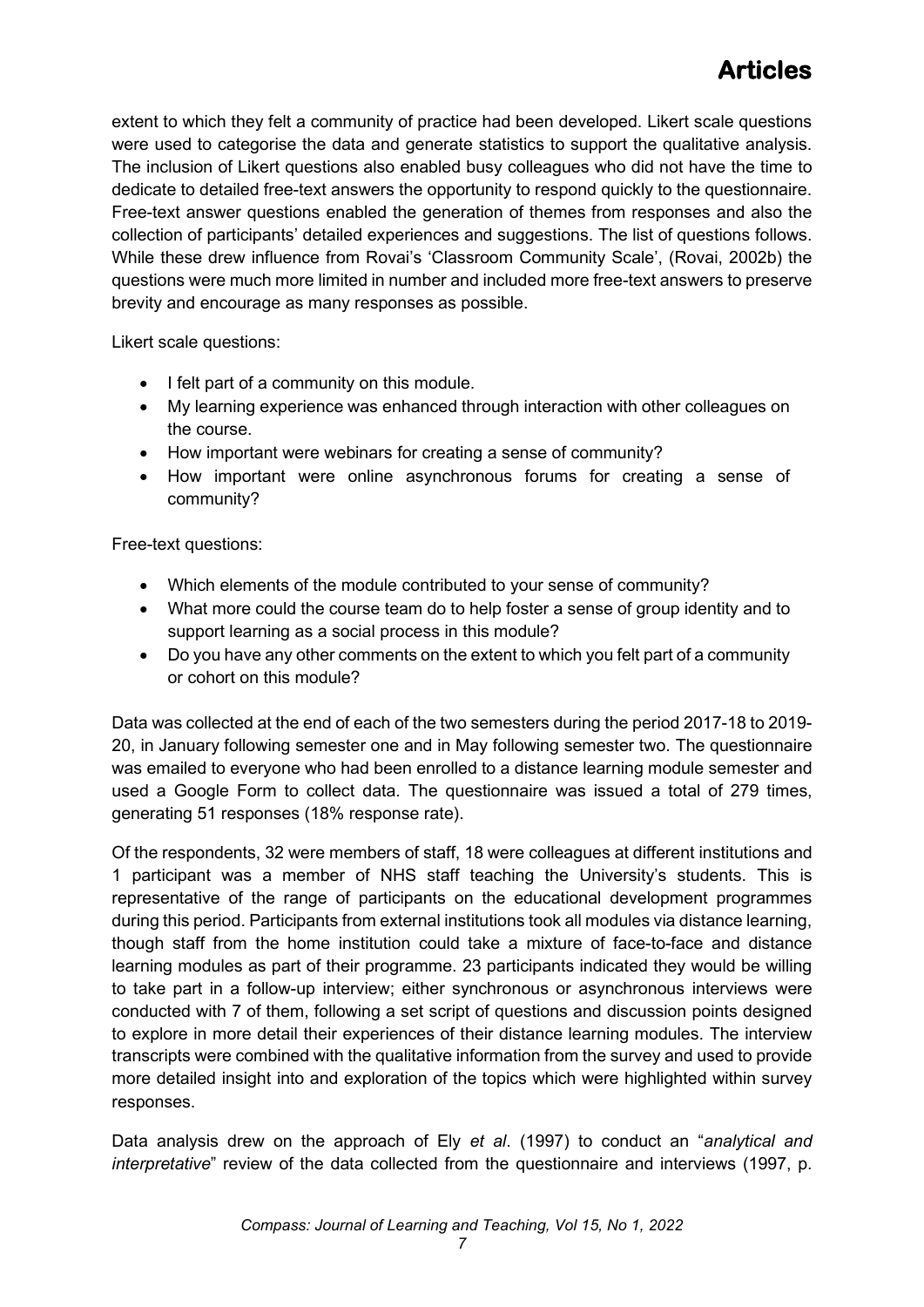extent to which they felt a community of practice had been developed. Likert scale questions were used to categorise the data and generate statistics to support the qualitative analysis. The inclusion of Likert questions also enabled busy colleagues who did not have the time to dedicate to detailed free-text answers the opportunity to respond quickly to the questionnaire. Free-text answer questions enabled the generation of themes from responses and also the collection of participants' detailed experiences and suggestions. The list of questions follows. While these drew influence from Rovai's 'Classroom Community Scale', (Rovai, 2002b) the questions were much more limited in number and included more free-text answers to preserve brevity and encourage as many responses as possible.

Likert scale questions:

- I felt part of a community on this module.
- My learning experience was enhanced through interaction with other colleagues on the course.
- How important were webinars for creating a sense of community?
- How important were online asynchronous forums for creating a sense of community?

Free-text questions:

- Which elements of the module contributed to your sense of community?
- What more could the course team do to help foster a sense of group identity and to support learning as a social process in this module?
- Do you have any other comments on the extent to which you felt part of a community or cohort on this module?

Data was collected at the end of each of the two semesters during the period 2017-18 to 2019-20, in January following semester one and in May following semester two. The questionnaire was emailed to everyone who had been enrolled to a distance learning module semester and used a Google Form to collect data. The questionnaire was issued a total of 279 times, generating 51 responses (18% response rate).

Of the respondents, 32 were members of staff, 18 were colleagues at different institutions and 1 participant was a member of NHS staff teaching the University's students. This is representative of the range of participants on the educational development programmes during this period. Participants from external institutions took all modules via distance learning, though staff from the home institution could take a mixture of face-to-face and distance learning modules as part of their programme. 23 participants indicated they would be willing to take part in a follow-up interview; either synchronous or asynchronous interviews were conducted with 7 of them, following a set script of questions and discussion points designed to explore in more detail their experiences of their distance learning modules. The interview transcripts were combined with the qualitative information from the survey and used to provide more detailed insight into and exploration of the topics which were highlighted within survey responses.

Data analysis drew on the approach of Ely *et al*. (1997) to conduct an "*analytical and interpretative*" review of the data collected from the questionnaire and interviews (1997, p.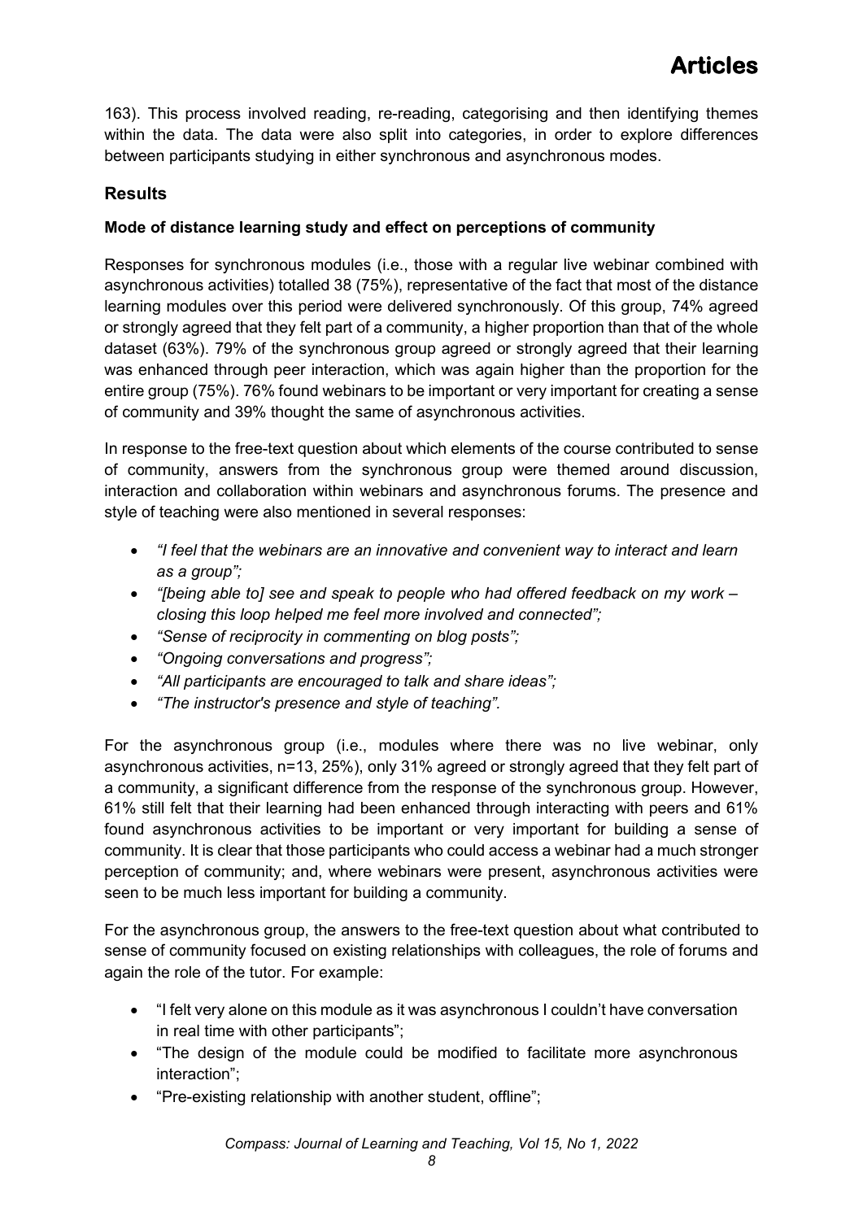163). This process involved reading, re-reading, categorising and then identifying themes within the data. The data were also split into categories, in order to explore differences between participants studying in either synchronous and asynchronous modes.

## Results

### Mode of distance learning study and effect on perceptions of community

Responses for synchronous modules (i.e., those with a regular live webinar combined with asynchronous activities) totalled 38 (75%), representative of the fact that most of the distance learning modules over this period were delivered synchronously. Of this group, 74% agreed or strongly agreed that they felt part of a community, a higher proportion than that of the whole dataset (63%). 79% of the synchronous group agreed or strongly agreed that their learning was enhanced through peer interaction, which was again higher than the proportion for the entire group (75%). 76% found webinars to be important or very important for creating a sense of community and 39% thought the same of asynchronous activities.

In response to the free-text question about which elements of the course contributed to sense of community, answers from the synchronous group were themed around discussion, interaction and collaboration within webinars and asynchronous forums. The presence and style of teaching were also mentioned in several responses:

- *"I feel that the webinars are an innovative and convenient way to interact and learn as a group";*
- *"[being able to] see and speak to people who had offered feedback on my work – closing this loop helped me feel more involved and connected";*
- *"Sense of reciprocity in commenting on blog posts";*
- *"Ongoing conversations and progress";*
- *"All participants are encouraged to talk and share ideas";*
- *"The instructor's presence and style of teaching".*

For the asynchronous group (i.e., modules where there was no live webinar, only asynchronous activities, n=13, 25%), only 31% agreed or strongly agreed that they felt part of a community, a significant difference from the response of the synchronous group. However, 61% still felt that their learning had been enhanced through interacting with peers and 61% found asynchronous activities to be important or very important for building a sense of community. It is clear that those participants who could access a webinar had a much stronger perception of community; and, where webinars were present, asynchronous activities were seen to be much less important for building a community.

For the asynchronous group, the answers to the free-text question about what contributed to sense of community focused on existing relationships with colleagues, the role of forums and again the role of the tutor. For example:

- "I felt very alone on this module as it was asynchronous I couldn't have conversation in real time with other participants";
- "The design of the module could be modified to facilitate more asynchronous interaction";
- "Pre-existing relationship with another student, offline";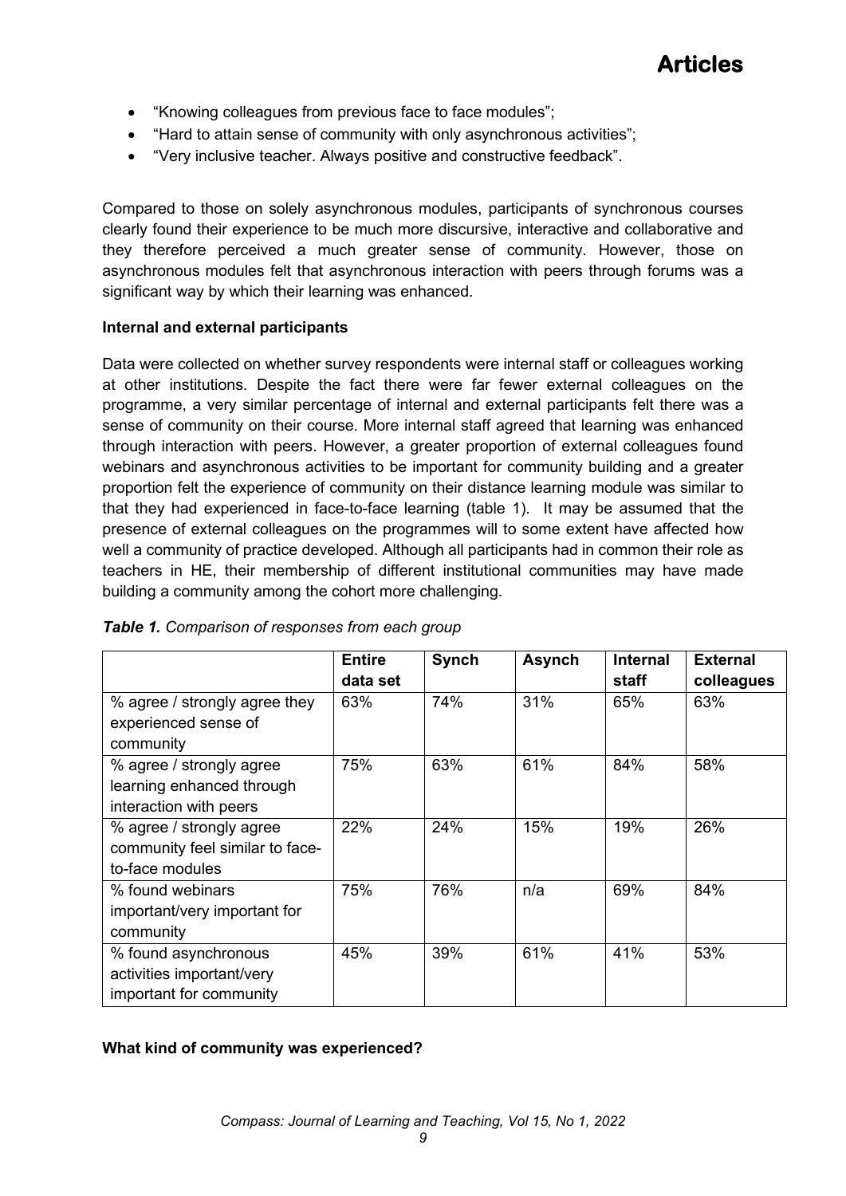- "Knowing colleagues from previous face to face modules";
- "Hard to attain sense of community with only asynchronous activities";
- "Very inclusive teacher. Always positive and constructive feedback".

Compared to those on solely asynchronous modules, participants of synchronous courses clearly found their experience to be much more discursive, interactive and collaborative and they therefore perceived a much greater sense of community. However, those on asynchronous modules felt that asynchronous interaction with peers through forums was a significant way by which their learning was enhanced.

**Internal and external participants**

Data were collected on whether survey respondents were internal staff or colleagues working at other institutions. Despite the fact there were far fewer external colleagues on the programme, a very similar percentage of internal and external participants felt there was a sense of community on their course. More internal staff agreed that learning was enhanced through interaction with peers. However, a greater proportion of external colleagues found webinars and asynchronous activities to be important for community building and a greater proportion felt the experience of community on their distance learning module was similar to that they had experienced in face-to-face learning (table 1). It may be assumed that the presence of external colleagues on the programmes will to some extent have affected how well a community of practice developed. Although all participants had in common their role as teachers in HE, their membership of different institutional communities may have made building a community among the cohort more challenging.

***Table 1.*** *Comparison of responses from each group*

| | **Entire data set** | **Synch** | **Asynch** | **Internal staff** | **External colleagues** |
|---|---|---|---|---|---|
| % agree / strongly agree they experienced sense of community | 63% | 74% | 31% | 65% | 63% |
| % agree / strongly agree learning enhanced through interaction with peers | 75% | 63% | 61% | 84% | 58% |
| % agree / strongly agree community feel similar to face-to-face modules | 22% | 24% | 15% | 19% | 26% |
| % found webinars important/very important for community | 75% | 76% | n/a | 69% | 84% |
| % found asynchronous activities important/very important for community | 45% | 39% | 61% | 41% | 53% |

**What kind of community was experienced?**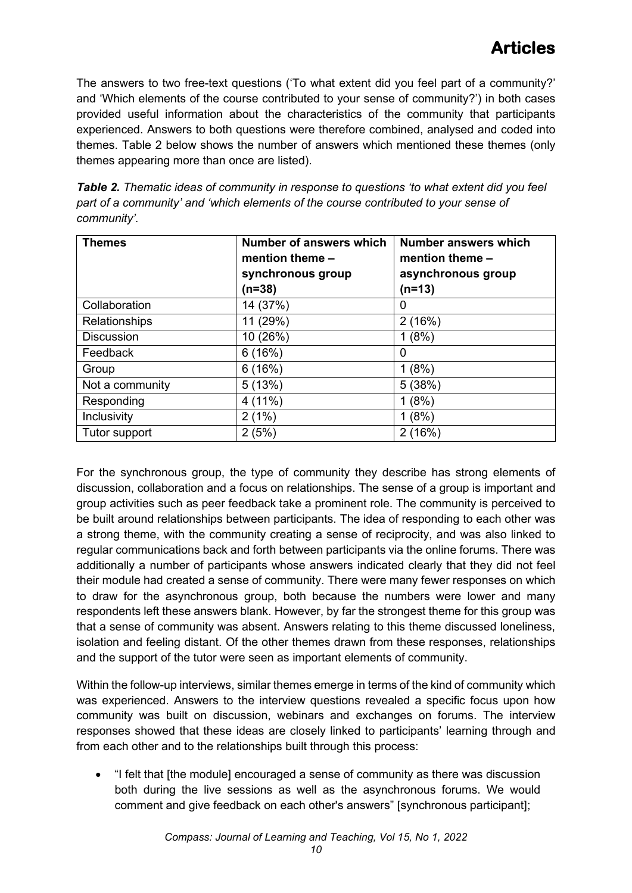The answers to two free-text questions ('To what extent did you feel part of a community?' and 'Which elements of the course contributed to your sense of community?') in both cases provided useful information about the characteristics of the community that participants experienced. Answers to both questions were therefore combined, analysed and coded into themes. Table 2 below shows the number of answers which mentioned these themes (only themes appearing more than once are listed).

***Table 2.*** *Thematic ideas of community in response to questions 'to what extent did you feel part of a community' and 'which elements of the course contributed to your sense of community'.*

| **Themes** | **Number of answers which mention theme – synchronous group (n=38)** | **Number answers which mention theme – asynchronous group (n=13)** |
|---|---|---|
| Collaboration | 14 (37%) | 0 |
| Relationships | 11 (29%) | 2 (16%) |
| Discussion | 10 (26%) | 1 (8%) |
| Feedback | 6 (16%) | 0 |
| Group | 6 (16%) | 1 (8%) |
| Not a community | 5 (13%) | 5 (38%) |
| Responding | 4 (11%) | 1 (8%) |
| Inclusivity | 2 (1%) | 1 (8%) |
| Tutor support | 2 (5%) | 2 (16%) |

For the synchronous group, the type of community they describe has strong elements of discussion, collaboration and a focus on relationships. The sense of a group is important and group activities such as peer feedback take a prominent role. The community is perceived to be built around relationships between participants. The idea of responding to each other was a strong theme, with the community creating a sense of reciprocity, and was also linked to regular communications back and forth between participants via the online forums. There was additionally a number of participants whose answers indicated clearly that they did not feel their module had created a sense of community. There were many fewer responses on which to draw for the asynchronous group, both because the numbers were lower and many respondents left these answers blank. However, by far the strongest theme for this group was that a sense of community was absent. Answers relating to this theme discussed loneliness, isolation and feeling distant. Of the other themes drawn from these responses, relationships and the support of the tutor were seen as important elements of community.

Within the follow-up interviews, similar themes emerge in terms of the kind of community which was experienced. Answers to the interview questions revealed a specific focus upon how community was built on discussion, webinars and exchanges on forums. The interview responses showed that these ideas are closely linked to participants' learning through and from each other and to the relationships built through this process:

- "I felt that [the module] encouraged a sense of community as there was discussion both during the live sessions as well as the asynchronous forums. We would comment and give feedback on each other's answers" [synchronous participant];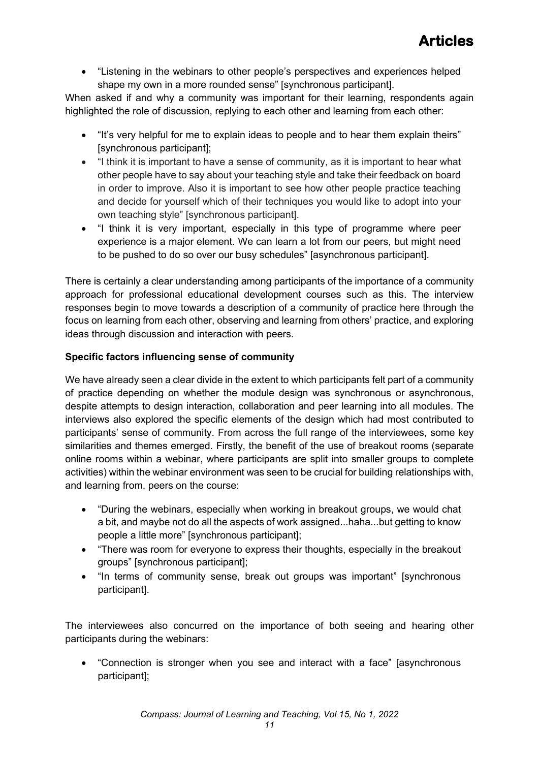- "Listening in the webinars to other people's perspectives and experiences helped shape my own in a more rounded sense" [synchronous participant].

When asked if and why a community was important for their learning, respondents again highlighted the role of discussion, replying to each other and learning from each other:

- "It's very helpful for me to explain ideas to people and to hear them explain theirs" [synchronous participant];
- "I think it is important to have a sense of community, as it is important to hear what other people have to say about your teaching style and take their feedback on board in order to improve. Also it is important to see how other people practice teaching and decide for yourself which of their techniques you would like to adopt into your own teaching style" [synchronous participant].
- "I think it is very important, especially in this type of programme where peer experience is a major element. We can learn a lot from our peers, but might need to be pushed to do so over our busy schedules" [asynchronous participant].

There is certainly a clear understanding among participants of the importance of a community approach for professional educational development courses such as this. The interview responses begin to move towards a description of a community of practice here through the focus on learning from each other, observing and learning from others' practice, and exploring ideas through discussion and interaction with peers.

**Specific factors influencing sense of community**

We have already seen a clear divide in the extent to which participants felt part of a community of practice depending on whether the module design was synchronous or asynchronous, despite attempts to design interaction, collaboration and peer learning into all modules. The interviews also explored the specific elements of the design which had most contributed to participants' sense of community. From across the full range of the interviewees, some key similarities and themes emerged. Firstly, the benefit of the use of breakout rooms (separate online rooms within a webinar, where participants are split into smaller groups to complete activities) within the webinar environment was seen to be crucial for building relationships with, and learning from, peers on the course:

- "During the webinars, especially when working in breakout groups, we would chat a bit, and maybe not do all the aspects of work assigned...haha...but getting to know people a little more" [synchronous participant];
- "There was room for everyone to express their thoughts, especially in the breakout groups" [synchronous participant];
- "In terms of community sense, break out groups was important" [synchronous participant].

The interviewees also concurred on the importance of both seeing and hearing other participants during the webinars:

- "Connection is stronger when you see and interact with a face" [asynchronous participant];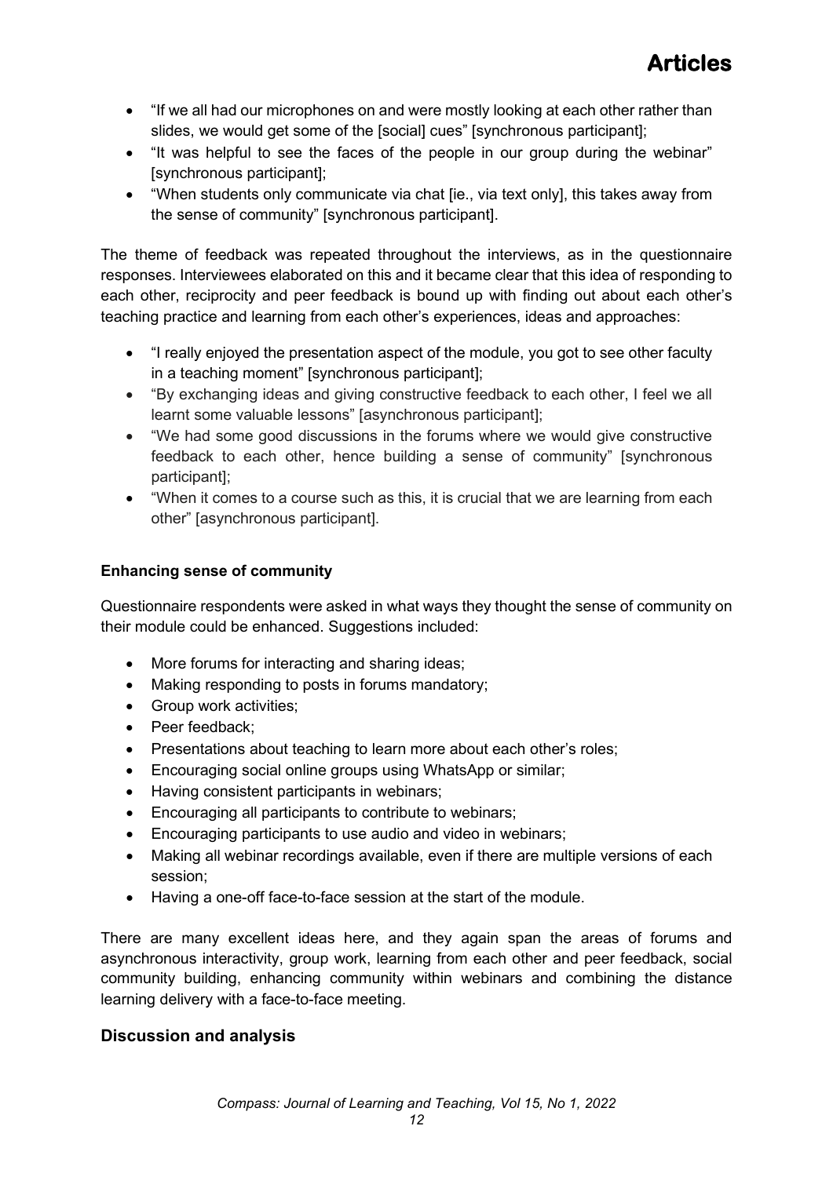- "If we all had our microphones on and were mostly looking at each other rather than slides, we would get some of the [social] cues" [synchronous participant];
- "It was helpful to see the faces of the people in our group during the webinar" [synchronous participant];
- "When students only communicate via chat [ie., via text only], this takes away from the sense of community" [synchronous participant].

The theme of feedback was repeated throughout the interviews, as in the questionnaire responses. Interviewees elaborated on this and it became clear that this idea of responding to each other, reciprocity and peer feedback is bound up with finding out about each other's teaching practice and learning from each other's experiences, ideas and approaches:

- "I really enjoyed the presentation aspect of the module, you got to see other faculty in a teaching moment" [synchronous participant];
- "By exchanging ideas and giving constructive feedback to each other, I feel we all learnt some valuable lessons" [asynchronous participant];
- "We had some good discussions in the forums where we would give constructive feedback to each other, hence building a sense of community" [synchronous participant];
- "When it comes to a course such as this, it is crucial that we are learning from each other" [asynchronous participant].

### Enhancing sense of community

Questionnaire respondents were asked in what ways they thought the sense of community on their module could be enhanced. Suggestions included:

- More forums for interacting and sharing ideas;
- Making responding to posts in forums mandatory;
- Group work activities;
- Peer feedback;
- Presentations about teaching to learn more about each other's roles;
- Encouraging social online groups using WhatsApp or similar;
- Having consistent participants in webinars;
- Encouraging all participants to contribute to webinars;
- Encouraging participants to use audio and video in webinars;
- Making all webinar recordings available, even if there are multiple versions of each session;
- Having a one-off face-to-face session at the start of the module.

There are many excellent ideas here, and they again span the areas of forums and asynchronous interactivity, group work, learning from each other and peer feedback, social community building, enhancing community within webinars and combining the distance learning delivery with a face-to-face meeting.

## Discussion and analysis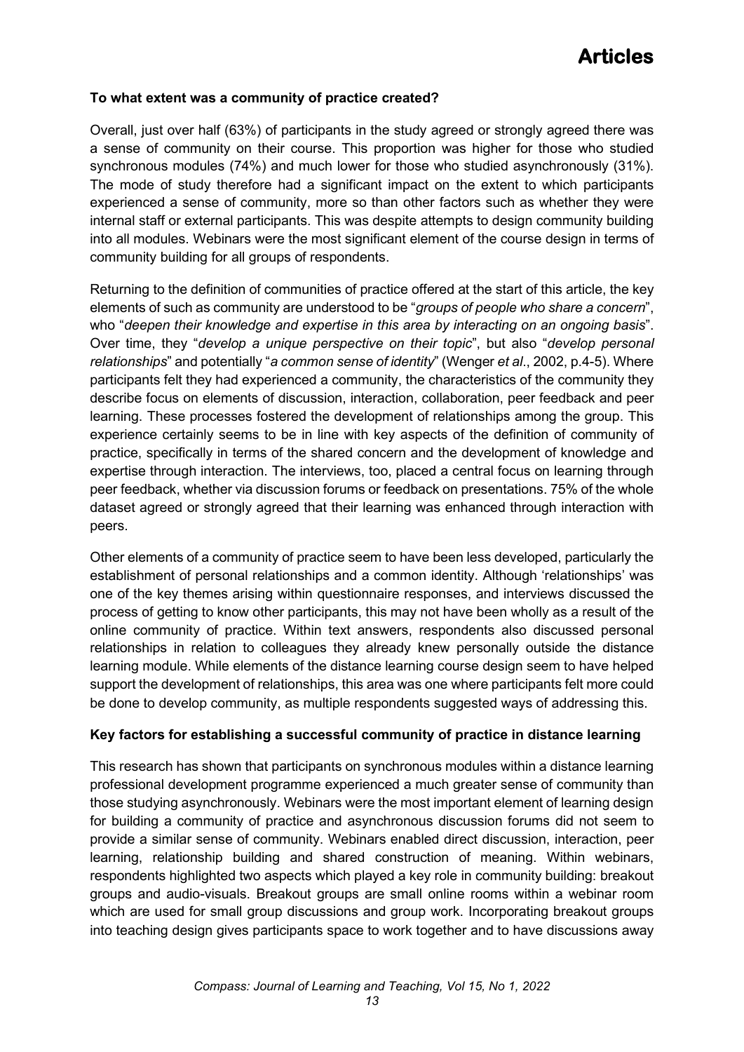**To what extent was a community of practice created?**

Overall, just over half (63%) of participants in the study agreed or strongly agreed there was a sense of community on their course. This proportion was higher for those who studied synchronous modules (74%) and much lower for those who studied asynchronously (31%). The mode of study therefore had a significant impact on the extent to which participants experienced a sense of community, more so than other factors such as whether they were internal staff or external participants. This was despite attempts to design community building into all modules. Webinars were the most significant element of the course design in terms of community building for all groups of respondents.

Returning to the definition of communities of practice offered at the start of this article, the key elements of such as community are understood to be "*groups of people who share a concern*", who "*deepen their knowledge and expertise in this area by interacting on an ongoing basis*". Over time, they "*develop a unique perspective on their topic*", but also "*develop personal relationships*" and potentially "*a common sense of identity*" (Wenger *et al*., 2002, p.4-5). Where participants felt they had experienced a community, the characteristics of the community they describe focus on elements of discussion, interaction, collaboration, peer feedback and peer learning. These processes fostered the development of relationships among the group. This experience certainly seems to be in line with key aspects of the definition of community of practice, specifically in terms of the shared concern and the development of knowledge and expertise through interaction. The interviews, too, placed a central focus on learning through peer feedback, whether via discussion forums or feedback on presentations. 75% of the whole dataset agreed or strongly agreed that their learning was enhanced through interaction with peers.

Other elements of a community of practice seem to have been less developed, particularly the establishment of personal relationships and a common identity. Although 'relationships' was one of the key themes arising within questionnaire responses, and interviews discussed the process of getting to know other participants, this may not have been wholly as a result of the online community of practice. Within text answers, respondents also discussed personal relationships in relation to colleagues they already knew personally outside the distance learning module. While elements of the distance learning course design seem to have helped support the development of relationships, this area was one where participants felt more could be done to develop community, as multiple respondents suggested ways of addressing this.

**Key factors for establishing a successful community of practice in distance learning**

This research has shown that participants on synchronous modules within a distance learning professional development programme experienced a much greater sense of community than those studying asynchronously. Webinars were the most important element of learning design for building a community of practice and asynchronous discussion forums did not seem to provide a similar sense of community. Webinars enabled direct discussion, interaction, peer learning, relationship building and shared construction of meaning. Within webinars, respondents highlighted two aspects which played a key role in community building: breakout groups and audio-visuals. Breakout groups are small online rooms within a webinar room which are used for small group discussions and group work. Incorporating breakout groups into teaching design gives participants space to work together and to have discussions away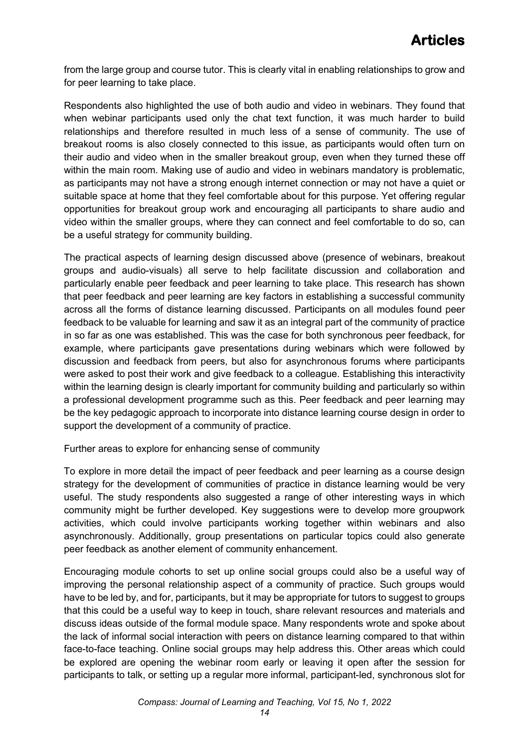from the large group and course tutor. This is clearly vital in enabling relationships to grow and for peer learning to take place.

Respondents also highlighted the use of both audio and video in webinars. They found that when webinar participants used only the chat text function, it was much harder to build relationships and therefore resulted in much less of a sense of community. The use of breakout rooms is also closely connected to this issue, as participants would often turn on their audio and video when in the smaller breakout group, even when they turned these off within the main room. Making use of audio and video in webinars mandatory is problematic, as participants may not have a strong enough internet connection or may not have a quiet or suitable space at home that they feel comfortable about for this purpose. Yet offering regular opportunities for breakout group work and encouraging all participants to share audio and video within the smaller groups, where they can connect and feel comfortable to do so, can be a useful strategy for community building.

The practical aspects of learning design discussed above (presence of webinars, breakout groups and audio-visuals) all serve to help facilitate discussion and collaboration and particularly enable peer feedback and peer learning to take place. This research has shown that peer feedback and peer learning are key factors in establishing a successful community across all the forms of distance learning discussed. Participants on all modules found peer feedback to be valuable for learning and saw it as an integral part of the community of practice in so far as one was established. This was the case for both synchronous peer feedback, for example, where participants gave presentations during webinars which were followed by discussion and feedback from peers, but also for asynchronous forums where participants were asked to post their work and give feedback to a colleague. Establishing this interactivity within the learning design is clearly important for community building and particularly so within a professional development programme such as this. Peer feedback and peer learning may be the key pedagogic approach to incorporate into distance learning course design in order to support the development of a community of practice.

Further areas to explore for enhancing sense of community

To explore in more detail the impact of peer feedback and peer learning as a course design strategy for the development of communities of practice in distance learning would be very useful. The study respondents also suggested a range of other interesting ways in which community might be further developed. Key suggestions were to develop more groupwork activities, which could involve participants working together within webinars and also asynchronously. Additionally, group presentations on particular topics could also generate peer feedback as another element of community enhancement.

Encouraging module cohorts to set up online social groups could also be a useful way of improving the personal relationship aspect of a community of practice. Such groups would have to be led by, and for, participants, but it may be appropriate for tutors to suggest to groups that this could be a useful way to keep in touch, share relevant resources and materials and discuss ideas outside of the formal module space. Many respondents wrote and spoke about the lack of informal social interaction with peers on distance learning compared to that within face-to-face teaching. Online social groups may help address this. Other areas which could be explored are opening the webinar room early or leaving it open after the session for participants to talk, or setting up a regular more informal, participant-led, synchronous slot for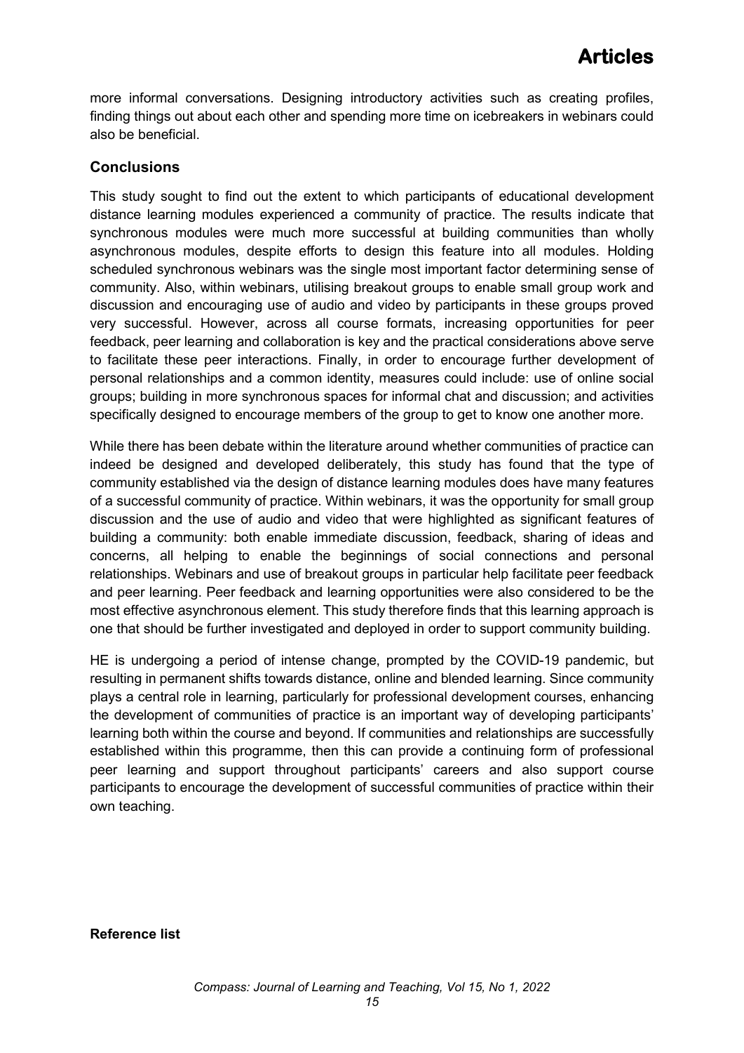more informal conversations. Designing introductory activities such as creating profiles, finding things out about each other and spending more time on icebreakers in webinars could also be beneficial.

### Conclusions

This study sought to find out the extent to which participants of educational development distance learning modules experienced a community of practice. The results indicate that synchronous modules were much more successful at building communities than wholly asynchronous modules, despite efforts to design this feature into all modules. Holding scheduled synchronous webinars was the single most important factor determining sense of community. Also, within webinars, utilising breakout groups to enable small group work and discussion and encouraging use of audio and video by participants in these groups proved very successful. However, across all course formats, increasing opportunities for peer feedback, peer learning and collaboration is key and the practical considerations above serve to facilitate these peer interactions. Finally, in order to encourage further development of personal relationships and a common identity, measures could include: use of online social groups; building in more synchronous spaces for informal chat and discussion; and activities specifically designed to encourage members of the group to get to know one another more.

While there has been debate within the literature around whether communities of practice can indeed be designed and developed deliberately, this study has found that the type of community established via the design of distance learning modules does have many features of a successful community of practice. Within webinars, it was the opportunity for small group discussion and the use of audio and video that were highlighted as significant features of building a community: both enable immediate discussion, feedback, sharing of ideas and concerns, all helping to enable the beginnings of social connections and personal relationships. Webinars and use of breakout groups in particular help facilitate peer feedback and peer learning. Peer feedback and learning opportunities were also considered to be the most effective asynchronous element. This study therefore finds that this learning approach is one that should be further investigated and deployed in order to support community building.

HE is undergoing a period of intense change, prompted by the COVID-19 pandemic, but resulting in permanent shifts towards distance, online and blended learning. Since community plays a central role in learning, particularly for professional development courses, enhancing the development of communities of practice is an important way of developing participants' learning both within the course and beyond. If communities and relationships are successfully established within this programme, then this can provide a continuing form of professional peer learning and support throughout participants' careers and also support course participants to encourage the development of successful communities of practice within their own teaching.

**Reference list**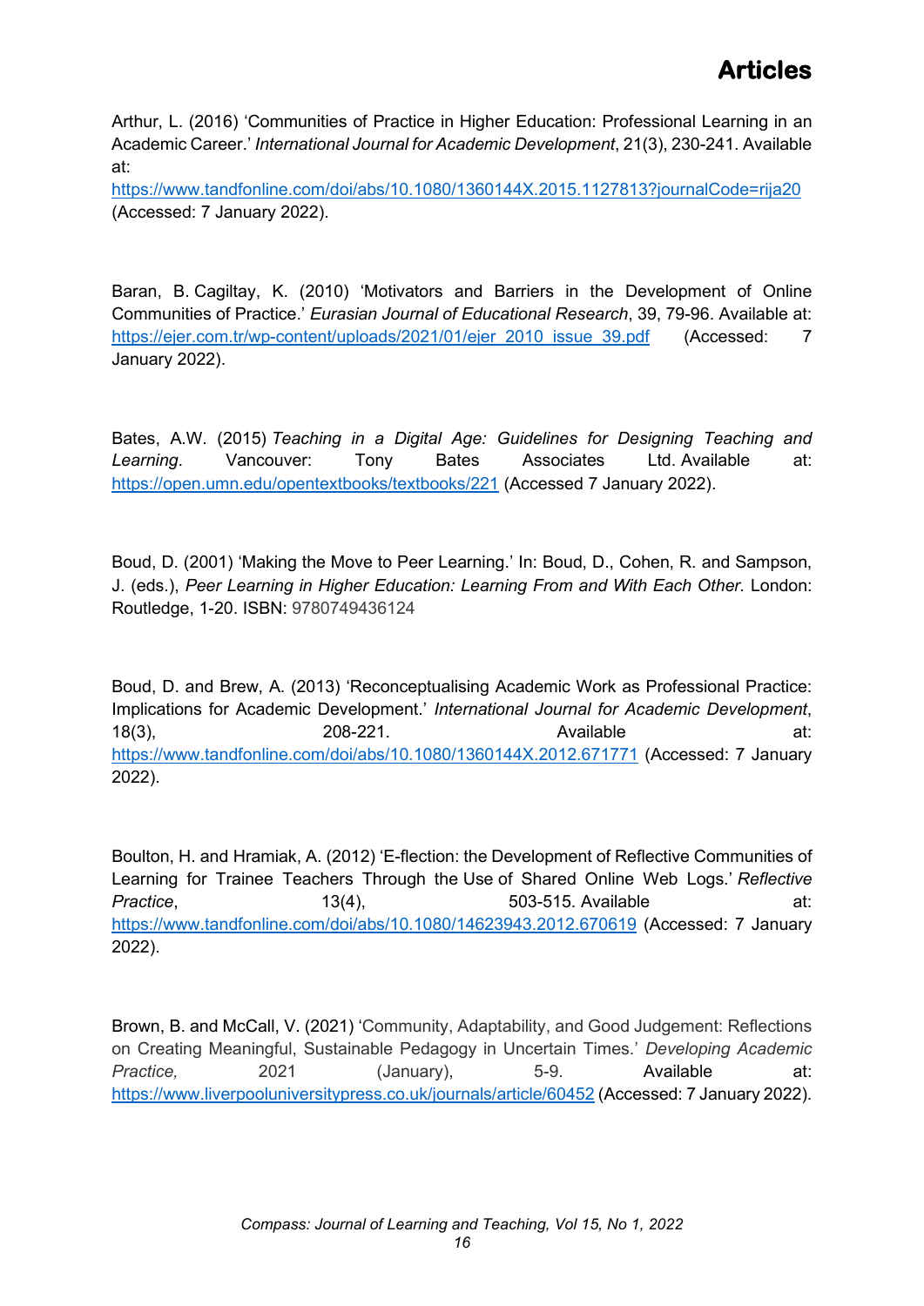Arthur, L. (2016) 'Communities of Practice in Higher Education: Professional Learning in an Academic Career.' *International Journal for Academic Development*, 21(3), 230-241. Available at: https://www.tandfonline.com/doi/abs/10.1080/1360144X.2015.1127813?journalCode=rija20 (Accessed: 7 January 2022).

Baran, B. Cagiltay, K. (2010) 'Motivators and Barriers in the Development of Online Communities of Practice.' *Eurasian Journal of Educational Research*, 39, 79-96. Available at: https://ejer.com.tr/wp-content/uploads/2021/01/ejer_2010_issue_39.pdf (Accessed: 7 January 2022).

Bates, A.W. (2015) *Teaching in a Digital Age: Guidelines for Designing Teaching and Learning*. Vancouver: Tony Bates Associates Ltd. Available at: https://open.umn.edu/opentextbooks/textbooks/221 (Accessed 7 January 2022).

Boud, D. (2001) 'Making the Move to Peer Learning.' In: Boud, D., Cohen, R. and Sampson, J. (eds.), *Peer Learning in Higher Education: Learning From and With Each Other*. London: Routledge, 1-20. ISBN: 9780749436124

Boud, D. and Brew, A. (2013) 'Reconceptualising Academic Work as Professional Practice: Implications for Academic Development.' *International Journal for Academic Development*, 18(3), 208-221. Available at: https://www.tandfonline.com/doi/abs/10.1080/1360144X.2012.671771 (Accessed: 7 January 2022).

Boulton, H. and Hramiak, A. (2012) 'E-flection: the Development of Reflective Communities of Learning for Trainee Teachers Through the Use of Shared Online Web Logs.' *Reflective Practice*, 13(4), 503-515. Available at: https://www.tandfonline.com/doi/abs/10.1080/14623943.2012.670619 (Accessed: 7 January 2022).

Brown, B. and McCall, V. (2021) 'Community, Adaptability, and Good Judgement: Reflections on Creating Meaningful, Sustainable Pedagogy in Uncertain Times.' *Developing Academic Practice,* 2021 (January), 5-9. Available at: https://www.liverpooluniversitypress.co.uk/journals/article/60452 (Accessed: 7 January 2022).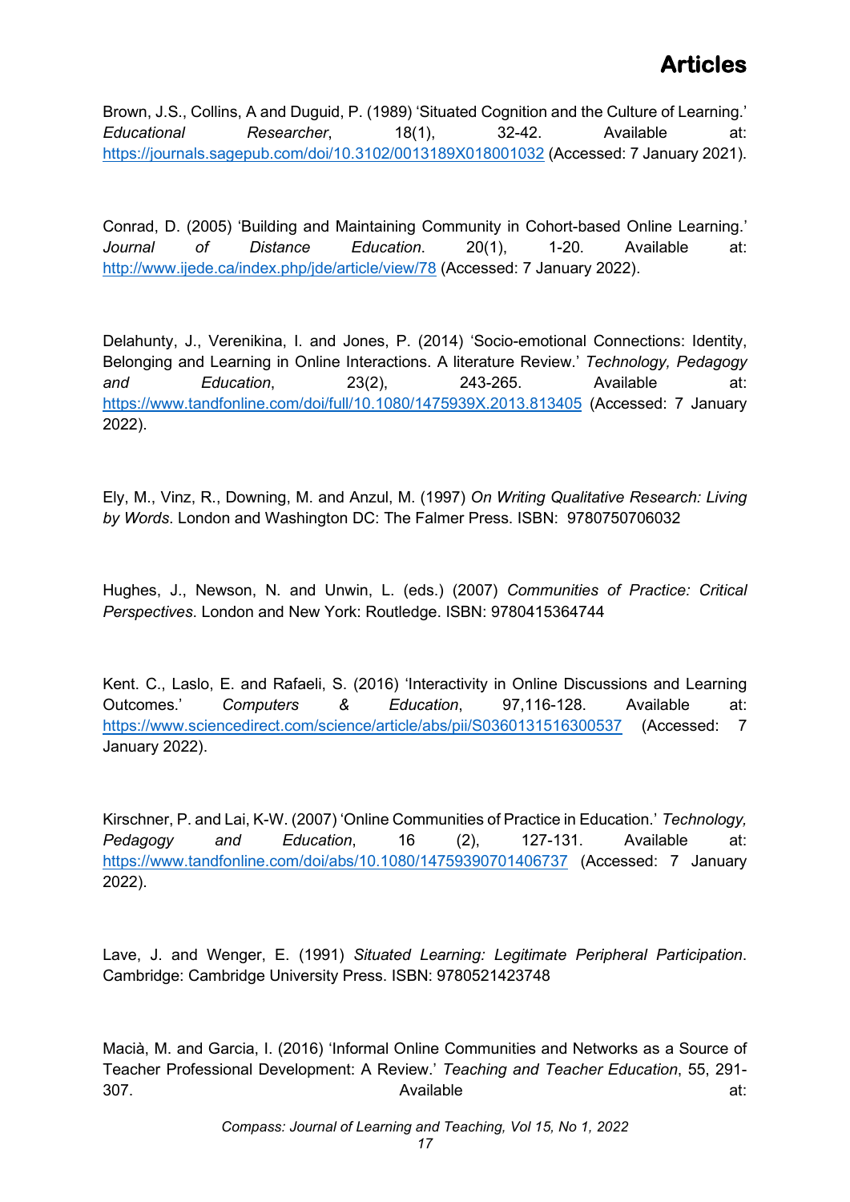Brown, J.S., Collins, A and Duguid, P. (1989) 'Situated Cognition and the Culture of Learning.' *Educational Researcher*, 18(1), 32-42. Available at: https://journals.sagepub.com/doi/10.3102/0013189X018001032 (Accessed: 7 January 2021).

Conrad, D. (2005) 'Building and Maintaining Community in Cohort-based Online Learning.' *Journal of Distance Education*. 20(1), 1-20. Available at: http://www.ijede.ca/index.php/jde/article/view/78 (Accessed: 7 January 2022).

Delahunty, J., Verenikina, I. and Jones, P. (2014) 'Socio-emotional Connections: Identity, Belonging and Learning in Online Interactions. A literature Review.' *Technology, Pedagogy and Education*, 23(2), 243-265. Available at: https://www.tandfonline.com/doi/full/10.1080/1475939X.2013.813405 (Accessed: 7 January 2022).

Ely, M., Vinz, R., Downing, M. and Anzul, M. (1997) *On Writing Qualitative Research: Living by Words*. London and Washington DC: The Falmer Press. ISBN: 9780750706032

Hughes, J., Newson, N. and Unwin, L. (eds.) (2007) *Communities of Practice: Critical Perspectives*. London and New York: Routledge. ISBN: 9780415364744

Kent. C., Laslo, E. and Rafaeli, S. (2016) 'Interactivity in Online Discussions and Learning Outcomes.' *Computers & Education*, 97,116-128. Available at: https://www.sciencedirect.com/science/article/abs/pii/S0360131516300537 (Accessed: 7 January 2022).

Kirschner, P. and Lai, K-W. (2007) 'Online Communities of Practice in Education.' *Technology, Pedagogy and Education*, 16 (2), 127-131. Available at: https://www.tandfonline.com/doi/abs/10.1080/14759390701406737 (Accessed: 7 January 2022).

Lave, J. and Wenger, E. (1991) *Situated Learning: Legitimate Peripheral Participation*. Cambridge: Cambridge University Press. ISBN: 9780521423748

Macià, M. and Garcia, I. (2016) 'Informal Online Communities and Networks as a Source of Teacher Professional Development: A Review.' *Teaching and Teacher Education*, 55, 291-307. Available at: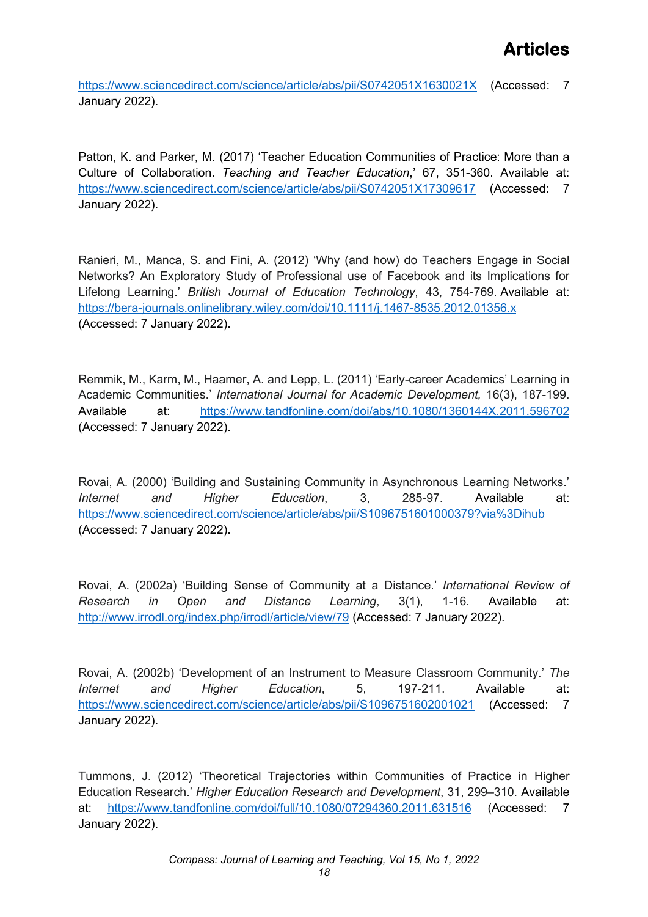https://www.sciencedirect.com/science/article/abs/pii/S0742051X1630021X (Accessed: 7 January 2022).

Patton, K. and Parker, M. (2017) 'Teacher Education Communities of Practice: More than a Culture of Collaboration. *Teaching and Teacher Education*,' 67, 351-360. Available at: https://www.sciencedirect.com/science/article/abs/pii/S0742051X17309617 (Accessed: 7 January 2022).

Ranieri, M., Manca, S. and Fini, A. (2012) 'Why (and how) do Teachers Engage in Social Networks? An Exploratory Study of Professional use of Facebook and its Implications for Lifelong Learning.' *British Journal of Education Technology*, 43, 754-769. Available at: https://bera-journals.onlinelibrary.wiley.com/doi/10.1111/j.1467-8535.2012.01356.x (Accessed: 7 January 2022).

Remmik, M., Karm, M., Haamer, A. and Lepp, L. (2011) 'Early-career Academics' Learning in Academic Communities.' *International Journal for Academic Development,* 16(3), 187-199. Available at: https://www.tandfonline.com/doi/abs/10.1080/1360144X.2011.596702 (Accessed: 7 January 2022).

Rovai, A. (2000) 'Building and Sustaining Community in Asynchronous Learning Networks.' *Internet and Higher Education*, 3, 285-97. Available at: https://www.sciencedirect.com/science/article/abs/pii/S1096751601000379?via%3Dihub (Accessed: 7 January 2022).

Rovai, A. (2002a) 'Building Sense of Community at a Distance.' *International Review of Research in Open and Distance Learning*, 3(1), 1-16. Available at: http://www.irrodl.org/index.php/irrodl/article/view/79 (Accessed: 7 January 2022).

Rovai, A. (2002b) 'Development of an Instrument to Measure Classroom Community.' *The Internet and Higher Education*, 5, 197-211. Available at: https://www.sciencedirect.com/science/article/abs/pii/S1096751602001021 (Accessed: 7 January 2022).

Tummons, J. (2012) 'Theoretical Trajectories within Communities of Practice in Higher Education Research.' *Higher Education Research and Development*, 31, 299–310. Available at: https://www.tandfonline.com/doi/full/10.1080/07294360.2011.631516 (Accessed: 7 January 2022).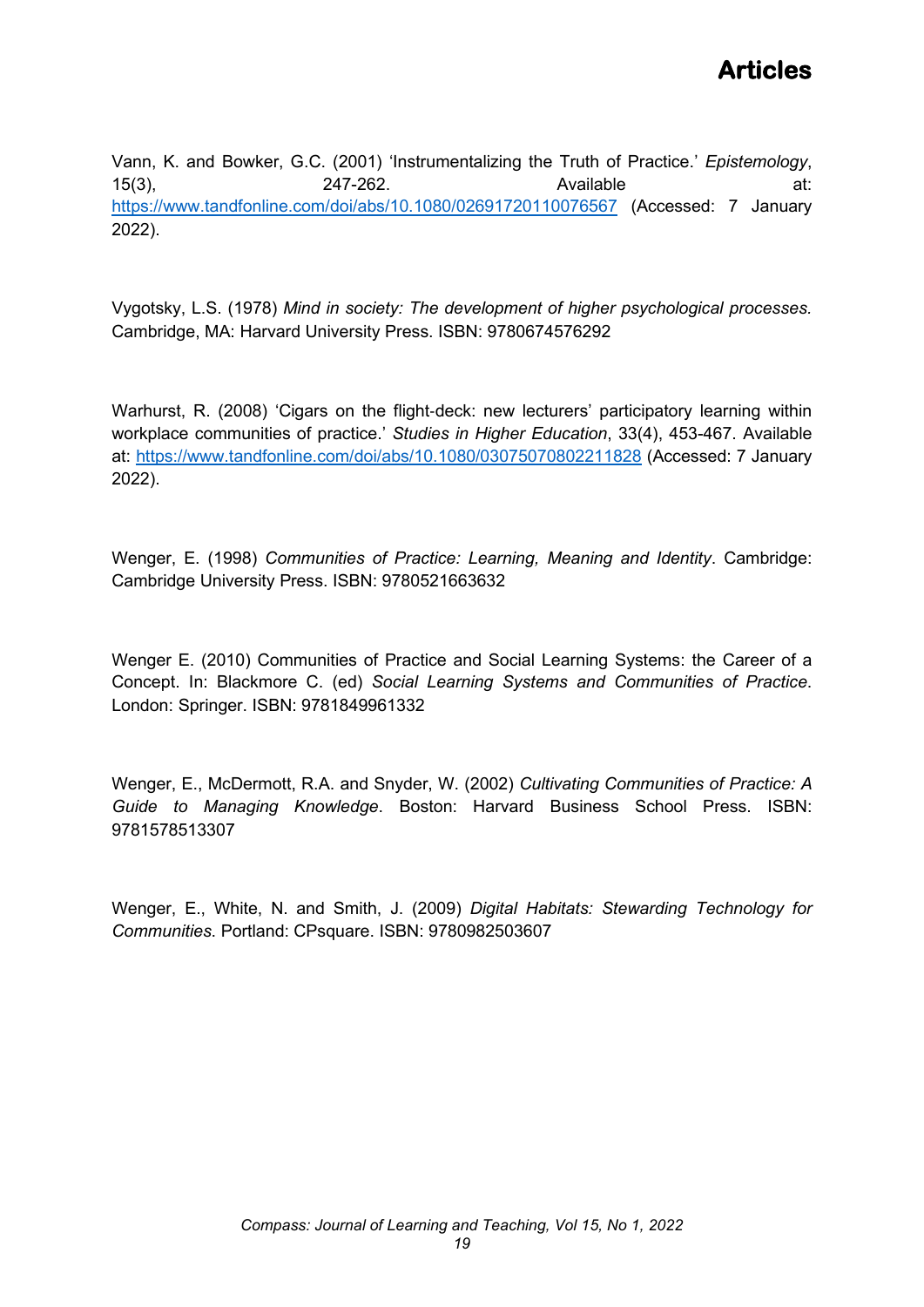Vann, K. and Bowker, G.C. (2001) ‘Instrumentalizing the Truth of Practice.’ *Epistemology*, 15(3), 247-262. Available at: https://www.tandfonline.com/doi/abs/10.1080/02691720110076567 (Accessed: 7 January 2022).

Vygotsky, L.S. (1978) *Mind in society: The development of higher psychological processes.* Cambridge, MA: Harvard University Press. ISBN: 9780674576292

Warhurst, R. (2008) ‘Cigars on the flight-deck: new lecturers’ participatory learning within workplace communities of practice.’ *Studies in Higher Education*, 33(4), 453-467. Available at: https://www.tandfonline.com/doi/abs/10.1080/03075070802211828 (Accessed: 7 January 2022).

Wenger, E. (1998) *Communities of Practice: Learning, Meaning and Identity*. Cambridge: Cambridge University Press. ISBN: 9780521663632

Wenger E. (2010) Communities of Practice and Social Learning Systems: the Career of a Concept. In: Blackmore C. (ed) *Social Learning Systems and Communities of Practice*. London: Springer. ISBN: 9781849961332

Wenger, E., McDermott, R.A. and Snyder, W. (2002) *Cultivating Communities of Practice: A Guide to Managing Knowledge*. Boston: Harvard Business School Press. ISBN: 9781578513307

Wenger, E., White, N. and Smith, J. (2009) *Digital Habitats: Stewarding Technology for Communities*. Portland: CPsquare. ISBN: 9780982503607